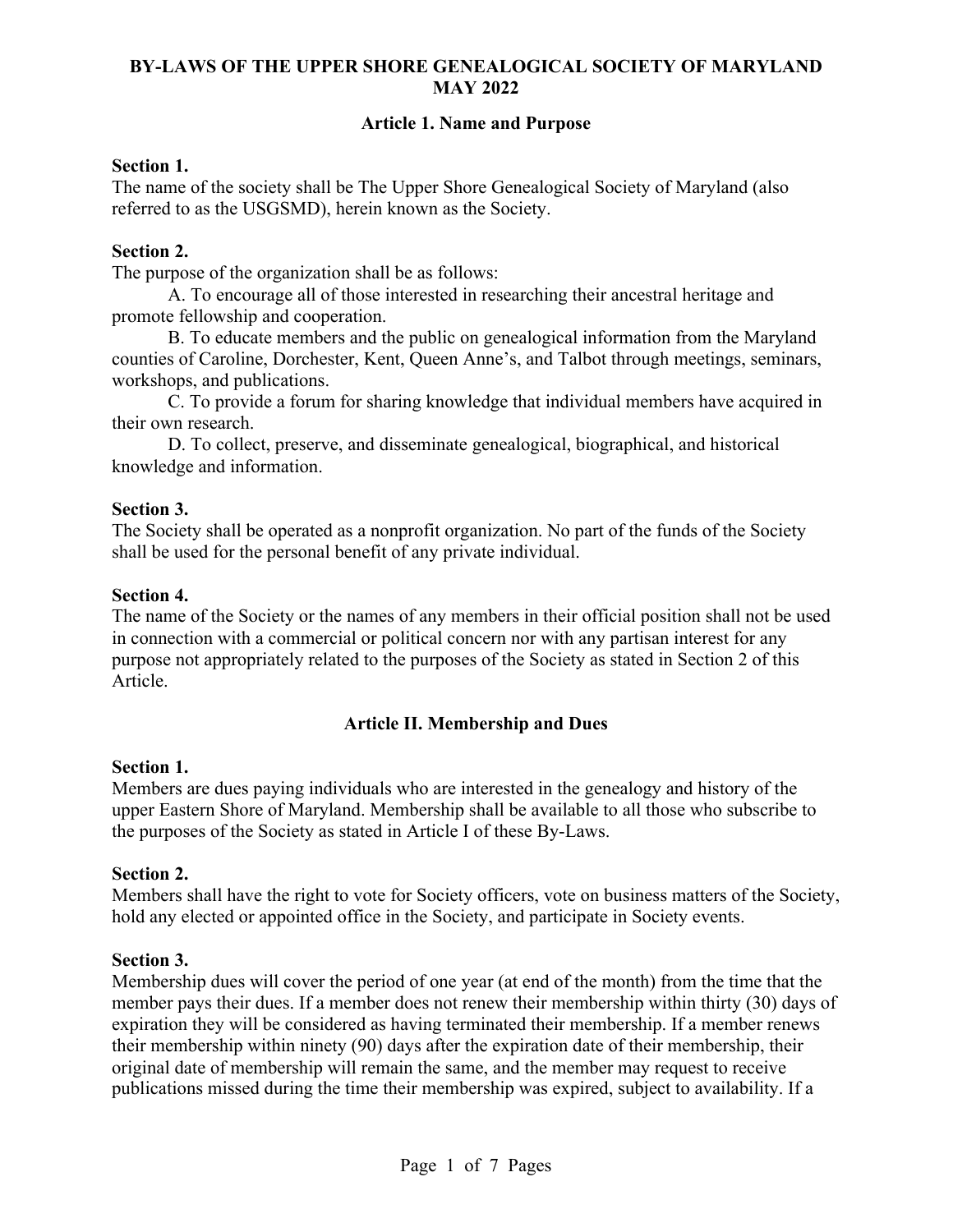# BY-LAWS OF THE UPPER SHORE GENEALOGICAL SOCIETY OF MARYLAND MAY 2022

## Article 1. Name and Purpose

**Section 1.**
The name of the society shall be The Upper Shore Genealogical Society of Maryland (also referred to as the USGSMD), herein known as the Society.

**Section 2.**
The purpose of the organization shall be as follows:

A. To encourage all of those interested in researching their ancestral heritage and promote fellowship and cooperation.

B. To educate members and the public on genealogical information from the Maryland counties of Caroline, Dorchester, Kent, Queen Anne's, and Talbot through meetings, seminars, workshops, and publications.

C. To provide a forum for sharing knowledge that individual members have acquired in their own research.

D. To collect, preserve, and disseminate genealogical, biographical, and historical knowledge and information.

**Section 3.**
The Society shall be operated as a nonprofit organization. No part of the funds of the Society shall be used for the personal benefit of any private individual.

**Section 4.**
The name of the Society or the names of any members in their official position shall not be used in connection with a commercial or political concern nor with any partisan interest for any purpose not appropriately related to the purposes of the Society as stated in Section 2 of this Article.

## Article II. Membership and Dues

**Section 1.**
Members are dues paying individuals who are interested in the genealogy and history of the upper Eastern Shore of Maryland. Membership shall be available to all those who subscribe to the purposes of the Society as stated in Article I of these By-Laws.

**Section 2.**
Members shall have the right to vote for Society officers, vote on business matters of the Society, hold any elected or appointed office in the Society, and participate in Society events.

**Section 3.**
Membership dues will cover the period of one year (at end of the month) from the time that the member pays their dues. If a member does not renew their membership within thirty (30) days of expiration they will be considered as having terminated their membership. If a member renews their membership within ninety (90) days after the expiration date of their membership, their original date of membership will remain the same, and the member may request to receive publications missed during the time their membership was expired, subject to availability. If a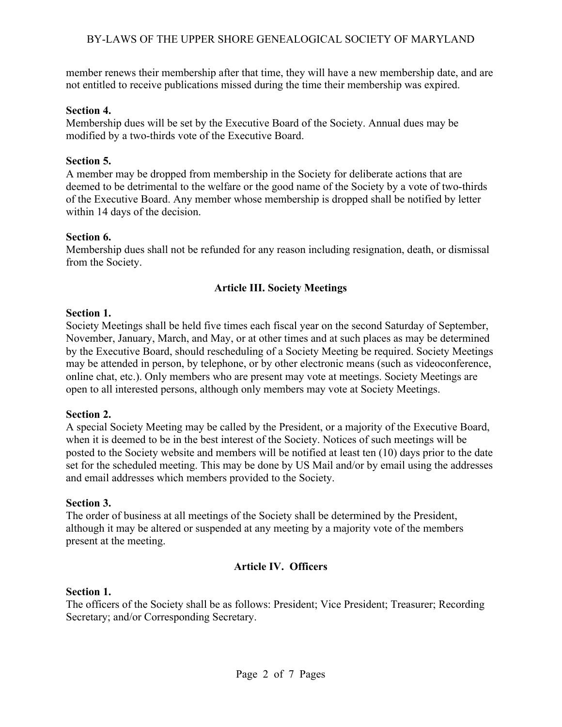member renews their membership after that time, they will have a new membership date, and are not entitled to receive publications missed during the time their membership was expired.

**Section 4.**
Membership dues will be set by the Executive Board of the Society. Annual dues may be modified by a two-thirds vote of the Executive Board.

**Section 5.**
A member may be dropped from membership in the Society for deliberate actions that are deemed to be detrimental to the welfare or the good name of the Society by a vote of two-thirds of the Executive Board. Any member whose membership is dropped shall be notified by letter within 14 days of the decision.

**Section 6.**
Membership dues shall not be refunded for any reason including resignation, death, or dismissal from the Society.

## Article III. Society Meetings

**Section 1.**
Society Meetings shall be held five times each fiscal year on the second Saturday of September, November, January, March, and May, or at other times and at such places as may be determined by the Executive Board, should rescheduling of a Society Meeting be required. Society Meetings may be attended in person, by telephone, or by other electronic means (such as videoconference, online chat, etc.). Only members who are present may vote at meetings. Society Meetings are open to all interested persons, although only members may vote at Society Meetings.

**Section 2.**
A special Society Meeting may be called by the President, or a majority of the Executive Board, when it is deemed to be in the best interest of the Society. Notices of such meetings will be posted to the Society website and members will be notified at least ten (10) days prior to the date set for the scheduled meeting. This may be done by US Mail and/or by email using the addresses and email addresses which members provided to the Society.

**Section 3.**
The order of business at all meetings of the Society shall be determined by the President, although it may be altered or suspended at any meeting by a majority vote of the members present at the meeting.

## Article IV. Officers

**Section 1.**
The officers of the Society shall be as follows: President; Vice President; Treasurer; Recording Secretary; and/or Corresponding Secretary.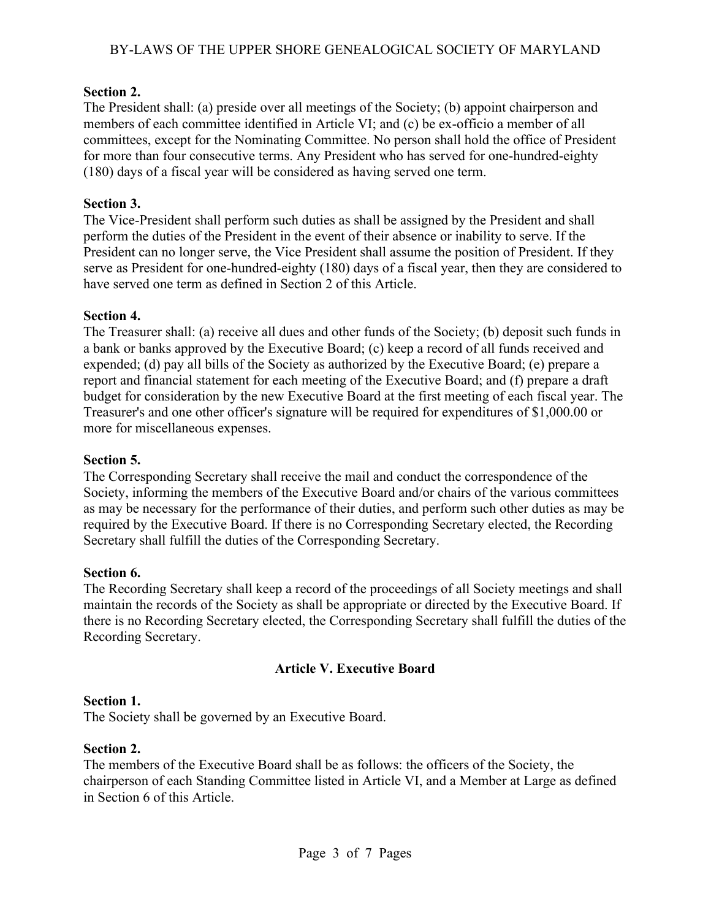**Section 2.**
The President shall: (a) preside over all meetings of the Society; (b) appoint chairperson and members of each committee identified in Article VI; and (c) be ex-officio a member of all committees, except for the Nominating Committee. No person shall hold the office of President for more than four consecutive terms. Any President who has served for one-hundred-eighty (180) days of a fiscal year will be considered as having served one term.

**Section 3.**
The Vice-President shall perform such duties as shall be assigned by the President and shall perform the duties of the President in the event of their absence or inability to serve. If the President can no longer serve, the Vice President shall assume the position of President. If they serve as President for one-hundred-eighty (180) days of a fiscal year, then they are considered to have served one term as defined in Section 2 of this Article.

**Section 4.**
The Treasurer shall: (a) receive all dues and other funds of the Society; (b) deposit such funds in a bank or banks approved by the Executive Board; (c) keep a record of all funds received and expended; (d) pay all bills of the Society as authorized by the Executive Board; (e) prepare a report and financial statement for each meeting of the Executive Board; and (f) prepare a draft budget for consideration by the new Executive Board at the first meeting of each fiscal year. The Treasurer's and one other officer's signature will be required for expenditures of $1,000.00 or more for miscellaneous expenses.

**Section 5.**
The Corresponding Secretary shall receive the mail and conduct the correspondence of the Society, informing the members of the Executive Board and/or chairs of the various committees as may be necessary for the performance of their duties, and perform such other duties as may be required by the Executive Board. If there is no Corresponding Secretary elected, the Recording Secretary shall fulfill the duties of the Corresponding Secretary.

**Section 6.**
The Recording Secretary shall keep a record of the proceedings of all Society meetings and shall maintain the records of the Society as shall be appropriate or directed by the Executive Board. If there is no Recording Secretary elected, the Corresponding Secretary shall fulfill the duties of the Recording Secretary.

## Article V. Executive Board

**Section 1.**
The Society shall be governed by an Executive Board.

**Section 2.**
The members of the Executive Board shall be as follows: the officers of the Society, the chairperson of each Standing Committee listed in Article VI, and a Member at Large as defined in Section 6 of this Article.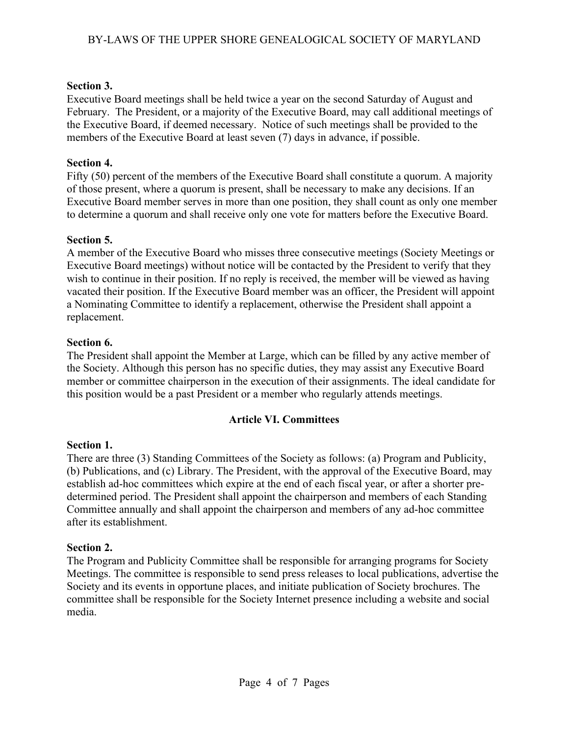**Section 3.**
Executive Board meetings shall be held twice a year on the second Saturday of August and February. The President, or a majority of the Executive Board, may call additional meetings of the Executive Board, if deemed necessary. Notice of such meetings shall be provided to the members of the Executive Board at least seven (7) days in advance, if possible.

**Section 4.**
Fifty (50) percent of the members of the Executive Board shall constitute a quorum. A majority of those present, where a quorum is present, shall be necessary to make any decisions. If an Executive Board member serves in more than one position, they shall count as only one member to determine a quorum and shall receive only one vote for matters before the Executive Board.

**Section 5.**
A member of the Executive Board who misses three consecutive meetings (Society Meetings or Executive Board meetings) without notice will be contacted by the President to verify that they wish to continue in their position. If no reply is received, the member will be viewed as having vacated their position. If the Executive Board member was an officer, the President will appoint a Nominating Committee to identify a replacement, otherwise the President shall appoint a replacement.

**Section 6.**
The President shall appoint the Member at Large, which can be filled by any active member of the Society. Although this person has no specific duties, they may assist any Executive Board member or committee chairperson in the execution of their assignments. The ideal candidate for this position would be a past President or a member who regularly attends meetings.

## Article VI. Committees

**Section 1.**
There are three (3) Standing Committees of the Society as follows: (a) Program and Publicity, (b) Publications, and (c) Library. The President, with the approval of the Executive Board, may establish ad-hoc committees which expire at the end of each fiscal year, or after a shorter pre-determined period. The President shall appoint the chairperson and members of each Standing Committee annually and shall appoint the chairperson and members of any ad-hoc committee after its establishment.

**Section 2.**
The Program and Publicity Committee shall be responsible for arranging programs for Society Meetings. The committee is responsible to send press releases to local publications, advertise the Society and its events in opportune places, and initiate publication of Society brochures. The committee shall be responsible for the Society Internet presence including a website and social media.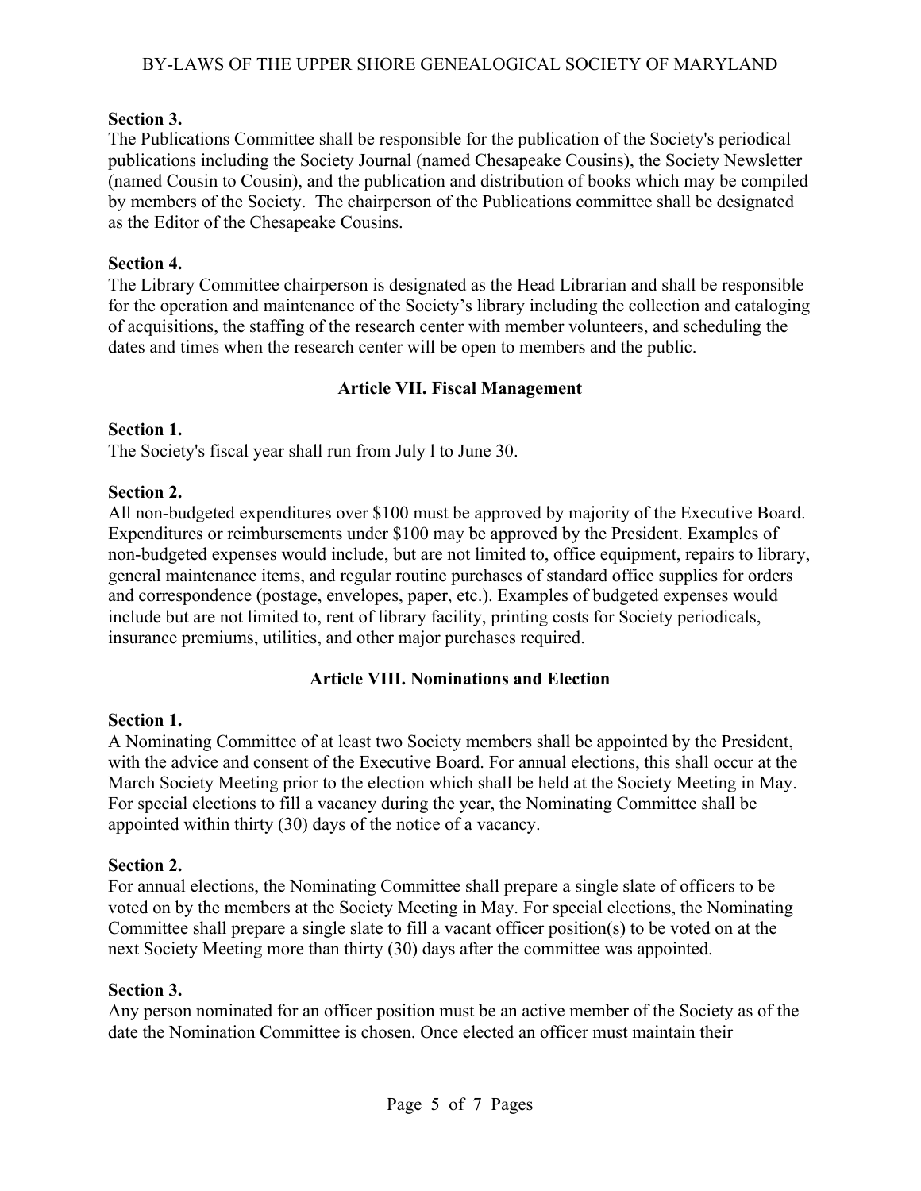**Section 3.**
The Publications Committee shall be responsible for the publication of the Society's periodical publications including the Society Journal (named Chesapeake Cousins), the Society Newsletter (named Cousin to Cousin), and the publication and distribution of books which may be compiled by members of the Society. The chairperson of the Publications committee shall be designated as the Editor of the Chesapeake Cousins.

**Section 4.**
The Library Committee chairperson is designated as the Head Librarian and shall be responsible for the operation and maintenance of the Society's library including the collection and cataloging of acquisitions, the staffing of the research center with member volunteers, and scheduling the dates and times when the research center will be open to members and the public.

## Article VII. Fiscal Management

**Section 1.**
The Society's fiscal year shall run from July l to June 30.

**Section 2.**
All non-budgeted expenditures over $100 must be approved by majority of the Executive Board. Expenditures or reimbursements under $100 may be approved by the President. Examples of non-budgeted expenses would include, but are not limited to, office equipment, repairs to library, general maintenance items, and regular routine purchases of standard office supplies for orders and correspondence (postage, envelopes, paper, etc.). Examples of budgeted expenses would include but are not limited to, rent of library facility, printing costs for Society periodicals, insurance premiums, utilities, and other major purchases required.

## Article VIII. Nominations and Election

**Section 1.**
A Nominating Committee of at least two Society members shall be appointed by the President, with the advice and consent of the Executive Board. For annual elections, this shall occur at the March Society Meeting prior to the election which shall be held at the Society Meeting in May. For special elections to fill a vacancy during the year, the Nominating Committee shall be appointed within thirty (30) days of the notice of a vacancy.

**Section 2.**
For annual elections, the Nominating Committee shall prepare a single slate of officers to be voted on by the members at the Society Meeting in May. For special elections, the Nominating Committee shall prepare a single slate to fill a vacant officer position(s) to be voted on at the next Society Meeting more than thirty (30) days after the committee was appointed.

**Section 3.**
Any person nominated for an officer position must be an active member of the Society as of the date the Nomination Committee is chosen. Once elected an officer must maintain their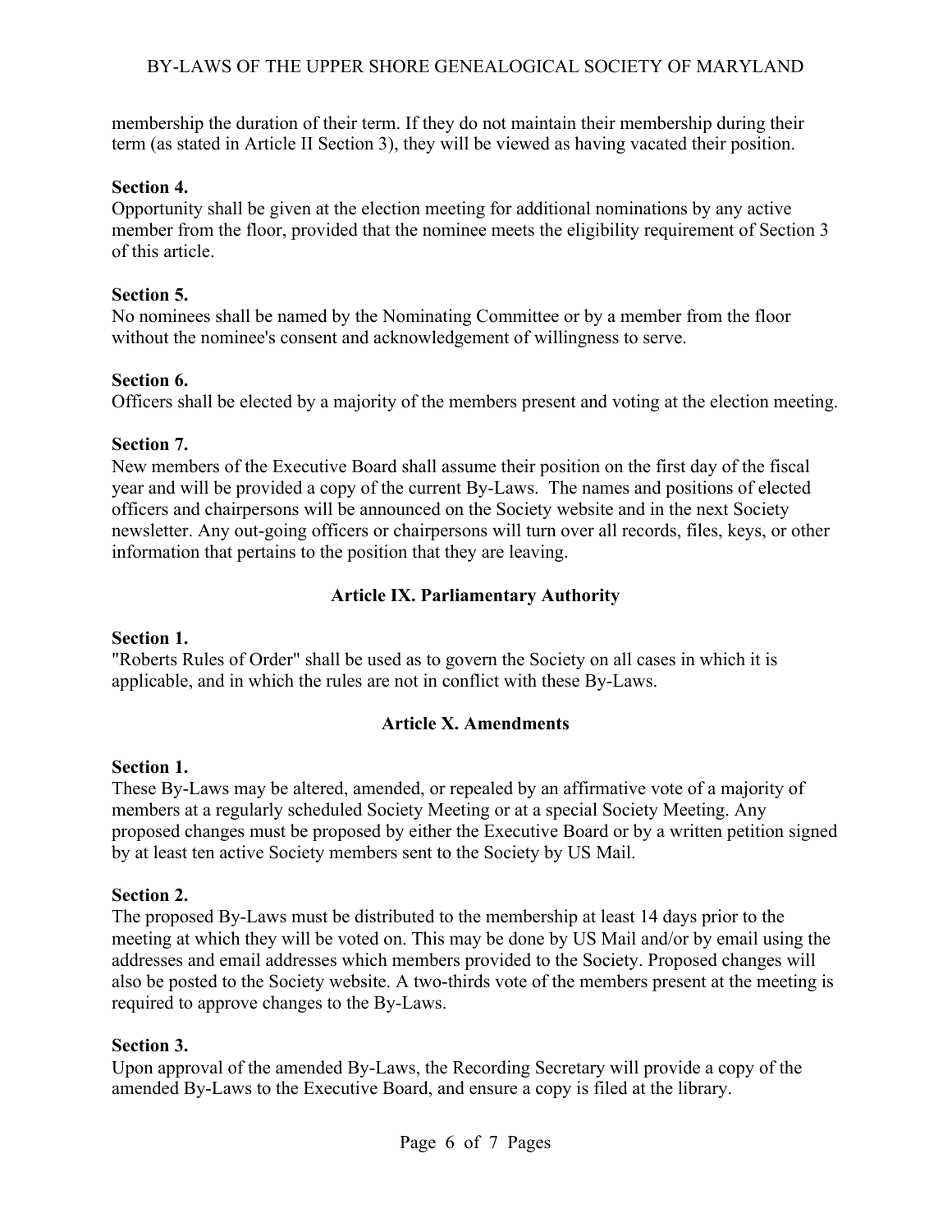membership the duration of their term. If they do not maintain their membership during their term (as stated in Article II Section 3), they will be viewed as having vacated their position.

**Section 4.**
Opportunity shall be given at the election meeting for additional nominations by any active member from the floor, provided that the nominee meets the eligibility requirement of Section 3 of this article.

**Section 5.**
No nominees shall be named by the Nominating Committee or by a member from the floor without the nominee's consent and acknowledgement of willingness to serve.

**Section 6.**
Officers shall be elected by a majority of the members present and voting at the election meeting.

**Section 7.**
New members of the Executive Board shall assume their position on the first day of the fiscal year and will be provided a copy of the current By-Laws. The names and positions of elected officers and chairpersons will be announced on the Society website and in the next Society newsletter. Any out-going officers or chairpersons will turn over all records, files, keys, or other information that pertains to the position that they are leaving.

## Article IX. Parliamentary Authority

**Section 1.**
"Roberts Rules of Order" shall be used as to govern the Society on all cases in which it is applicable, and in which the rules are not in conflict with these By-Laws.

## Article X. Amendments

**Section 1.**
These By-Laws may be altered, amended, or repealed by an affirmative vote of a majority of members at a regularly scheduled Society Meeting or at a special Society Meeting. Any proposed changes must be proposed by either the Executive Board or by a written petition signed by at least ten active Society members sent to the Society by US Mail.

**Section 2.**
The proposed By-Laws must be distributed to the membership at least 14 days prior to the meeting at which they will be voted on. This may be done by US Mail and/or by email using the addresses and email addresses which members provided to the Society. Proposed changes will also be posted to the Society website. A two-thirds vote of the members present at the meeting is required to approve changes to the By-Laws.

**Section 3.**
Upon approval of the amended By-Laws, the Recording Secretary will provide a copy of the amended By-Laws to the Executive Board, and ensure a copy is filed at the library.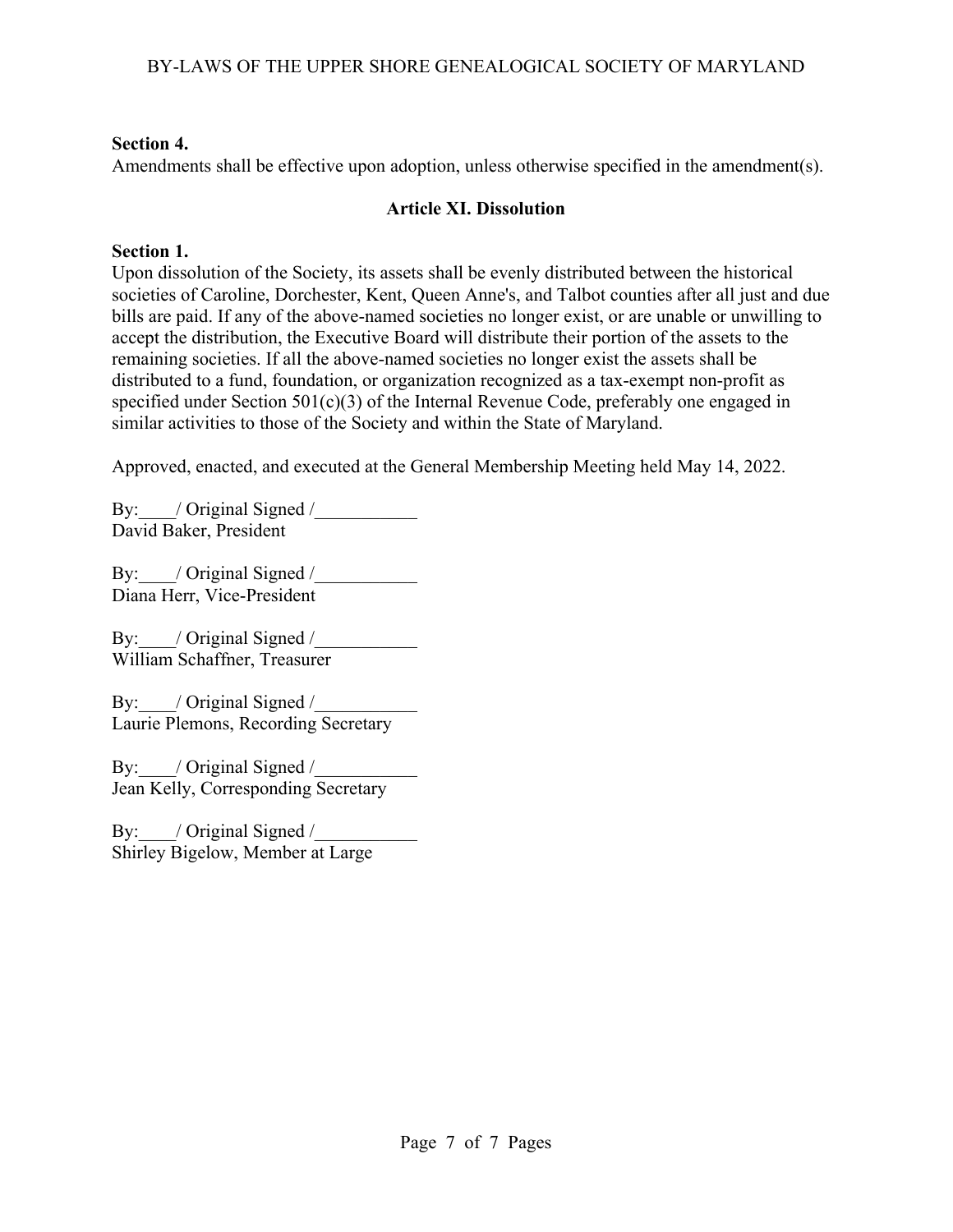**Section 4.**
Amendments shall be effective upon adoption, unless otherwise specified in the amendment(s).

## Article XI. Dissolution

**Section 1.**
Upon dissolution of the Society, its assets shall be evenly distributed between the historical societies of Caroline, Dorchester, Kent, Queen Anne's, and Talbot counties after all just and due bills are paid. If any of the above-named societies no longer exist, or are unable or unwilling to accept the distribution, the Executive Board will distribute their portion of the assets to the remaining societies. If all the above-named societies no longer exist the assets shall be distributed to a fund, foundation, or organization recognized as a tax-exempt non-profit as specified under Section 501(c)(3) of the Internal Revenue Code, preferably one engaged in similar activities to those of the Society and within the State of Maryland.

Approved, enacted, and executed at the General Membership Meeting held May 14, 2022.

By:____/ Original Signed /___________
David Baker, President

By:____/ Original Signed /___________
Diana Herr, Vice-President

By:____/ Original Signed /___________
William Schaffner, Treasurer

By:____/ Original Signed /___________
Laurie Plemons, Recording Secretary

By:____/ Original Signed /___________
Jean Kelly, Corresponding Secretary

By:____/ Original Signed /___________
Shirley Bigelow, Member at Large